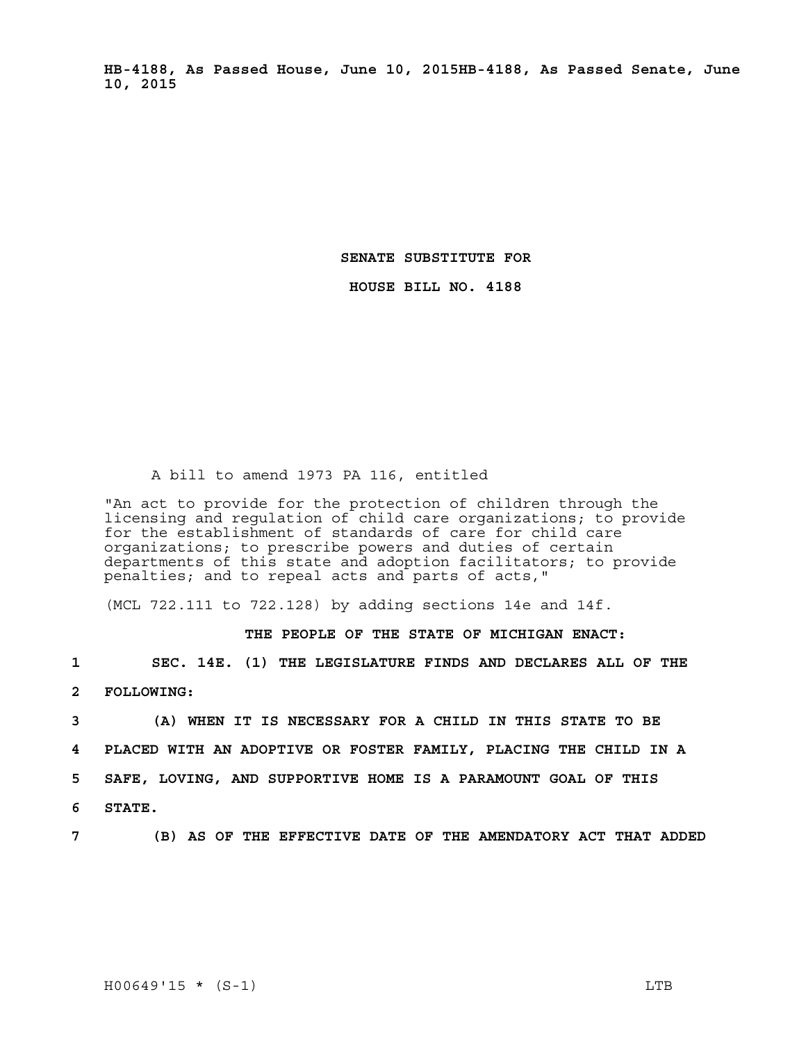**HB-4188, As Passed House, June 10, 2015HB-4188, As Passed Senate, June 10, 2015**

**SENATE SUBSTITUTE FOR**

**HOUSE BILL NO. 4188**

A bill to amend 1973 PA 116, entitled

"An act to provide for the protection of children through the licensing and regulation of child care organizations; to provide for the establishment of standards of care for child care organizations; to prescribe powers and duties of certain departments of this state and adoption facilitators; to provide penalties; and to repeal acts and parts of acts,"

(MCL 722.111 to 722.128) by adding sections 14e and 14f.

**THE PEOPLE OF THE STATE OF MICHIGAN ENACT:**

1 **SEC. 14E. (1) THE LEGISLATURE FINDS AND DECLARES ALL OF THE**
2 **FOLLOWING:**
3 **(A) WHEN IT IS NECESSARY FOR A CHILD IN THIS STATE TO BE**
4 **PLACED WITH AN ADOPTIVE OR FOSTER FAMILY, PLACING THE CHILD IN A**
5 **SAFE, LOVING, AND SUPPORTIVE HOME IS A PARAMOUNT GOAL OF THIS**
6 **STATE.**
7 **(B) AS OF THE EFFECTIVE DATE OF THE AMENDATORY ACT THAT ADDED**

H00649'15 * (S-1) LTB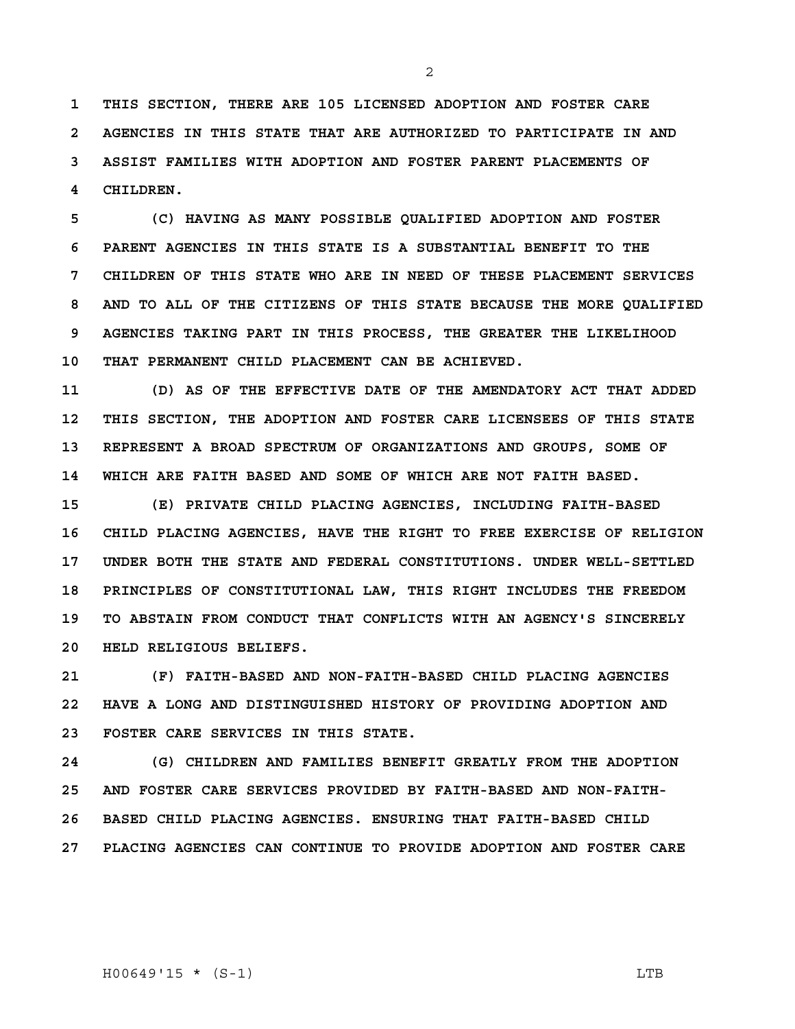**THIS SECTION, THERE ARE 105 LICENSED ADOPTION AND FOSTER CARE AGENCIES IN THIS STATE THAT ARE AUTHORIZED TO PARTICIPATE IN AND ASSIST FAMILIES WITH ADOPTION AND FOSTER PARENT PLACEMENTS OF CHILDREN.**

**(C) HAVING AS MANY POSSIBLE QUALIFIED ADOPTION AND FOSTER PARENT AGENCIES IN THIS STATE IS A SUBSTANTIAL BENEFIT TO THE CHILDREN OF THIS STATE WHO ARE IN NEED OF THESE PLACEMENT SERVICES AND TO ALL OF THE CITIZENS OF THIS STATE BECAUSE THE MORE QUALIFIED AGENCIES TAKING PART IN THIS PROCESS, THE GREATER THE LIKELIHOOD THAT PERMANENT CHILD PLACEMENT CAN BE ACHIEVED.**

**(D) AS OF THE EFFECTIVE DATE OF THE AMENDATORY ACT THAT ADDED THIS SECTION, THE ADOPTION AND FOSTER CARE LICENSEES OF THIS STATE REPRESENT A BROAD SPECTRUM OF ORGANIZATIONS AND GROUPS, SOME OF WHICH ARE FAITH BASED AND SOME OF WHICH ARE NOT FAITH BASED.**

**(E) PRIVATE CHILD PLACING AGENCIES, INCLUDING FAITH-BASED CHILD PLACING AGENCIES, HAVE THE RIGHT TO FREE EXERCISE OF RELIGION UNDER BOTH THE STATE AND FEDERAL CONSTITUTIONS. UNDER WELL-SETTLED PRINCIPLES OF CONSTITUTIONAL LAW, THIS RIGHT INCLUDES THE FREEDOM TO ABSTAIN FROM CONDUCT THAT CONFLICTS WITH AN AGENCY'S SINCERELY HELD RELIGIOUS BELIEFS.**

**(F) FAITH-BASED AND NON-FAITH-BASED CHILD PLACING AGENCIES HAVE A LONG AND DISTINGUISHED HISTORY OF PROVIDING ADOPTION AND FOSTER CARE SERVICES IN THIS STATE.**

**(G) CHILDREN AND FAMILIES BENEFIT GREATLY FROM THE ADOPTION AND FOSTER CARE SERVICES PROVIDED BY FAITH-BASED AND NON-FAITH-BASED CHILD PLACING AGENCIES. ENSURING THAT FAITH-BASED CHILD PLACING AGENCIES CAN CONTINUE TO PROVIDE ADOPTION AND FOSTER CARE**

H00649'15 * (S-1) LTB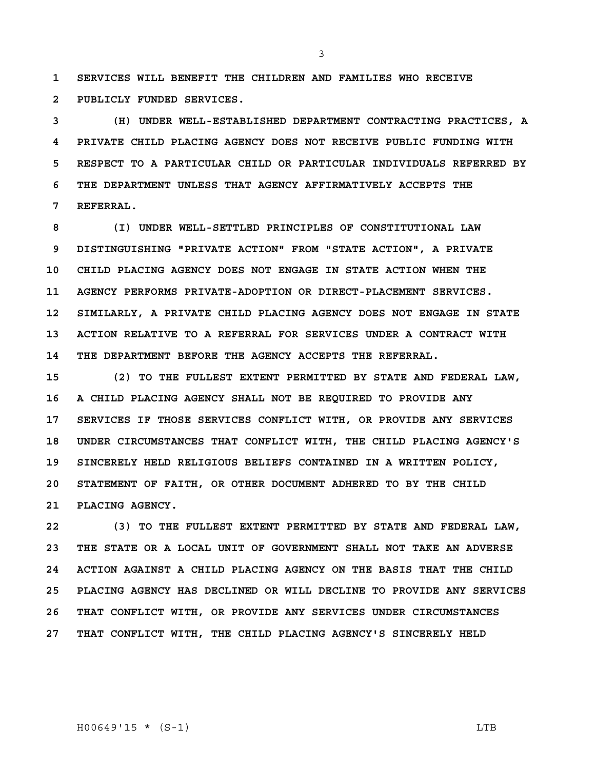SERVICES WILL BENEFIT THE CHILDREN AND FAMILIES WHO RECEIVE PUBLICLY FUNDED SERVICES.

(H) UNDER WELL-ESTABLISHED DEPARTMENT CONTRACTING PRACTICES, A PRIVATE CHILD PLACING AGENCY DOES NOT RECEIVE PUBLIC FUNDING WITH RESPECT TO A PARTICULAR CHILD OR PARTICULAR INDIVIDUALS REFERRED BY THE DEPARTMENT UNLESS THAT AGENCY AFFIRMATIVELY ACCEPTS THE REFERRAL.

(I) UNDER WELL-SETTLED PRINCIPLES OF CONSTITUTIONAL LAW DISTINGUISHING "PRIVATE ACTION" FROM "STATE ACTION", A PRIVATE CHILD PLACING AGENCY DOES NOT ENGAGE IN STATE ACTION WHEN THE AGENCY PERFORMS PRIVATE-ADOPTION OR DIRECT-PLACEMENT SERVICES. SIMILARLY, A PRIVATE CHILD PLACING AGENCY DOES NOT ENGAGE IN STATE ACTION RELATIVE TO A REFERRAL FOR SERVICES UNDER A CONTRACT WITH THE DEPARTMENT BEFORE THE AGENCY ACCEPTS THE REFERRAL.

(2) TO THE FULLEST EXTENT PERMITTED BY STATE AND FEDERAL LAW, A CHILD PLACING AGENCY SHALL NOT BE REQUIRED TO PROVIDE ANY SERVICES IF THOSE SERVICES CONFLICT WITH, OR PROVIDE ANY SERVICES UNDER CIRCUMSTANCES THAT CONFLICT WITH, THE CHILD PLACING AGENCY'S SINCERELY HELD RELIGIOUS BELIEFS CONTAINED IN A WRITTEN POLICY, STATEMENT OF FAITH, OR OTHER DOCUMENT ADHERED TO BY THE CHILD PLACING AGENCY.

(3) TO THE FULLEST EXTENT PERMITTED BY STATE AND FEDERAL LAW, THE STATE OR A LOCAL UNIT OF GOVERNMENT SHALL NOT TAKE AN ADVERSE ACTION AGAINST A CHILD PLACING AGENCY ON THE BASIS THAT THE CHILD PLACING AGENCY HAS DECLINED OR WILL DECLINE TO PROVIDE ANY SERVICES THAT CONFLICT WITH, OR PROVIDE ANY SERVICES UNDER CIRCUMSTANCES THAT CONFLICT WITH, THE CHILD PLACING AGENCY'S SINCERELY HELD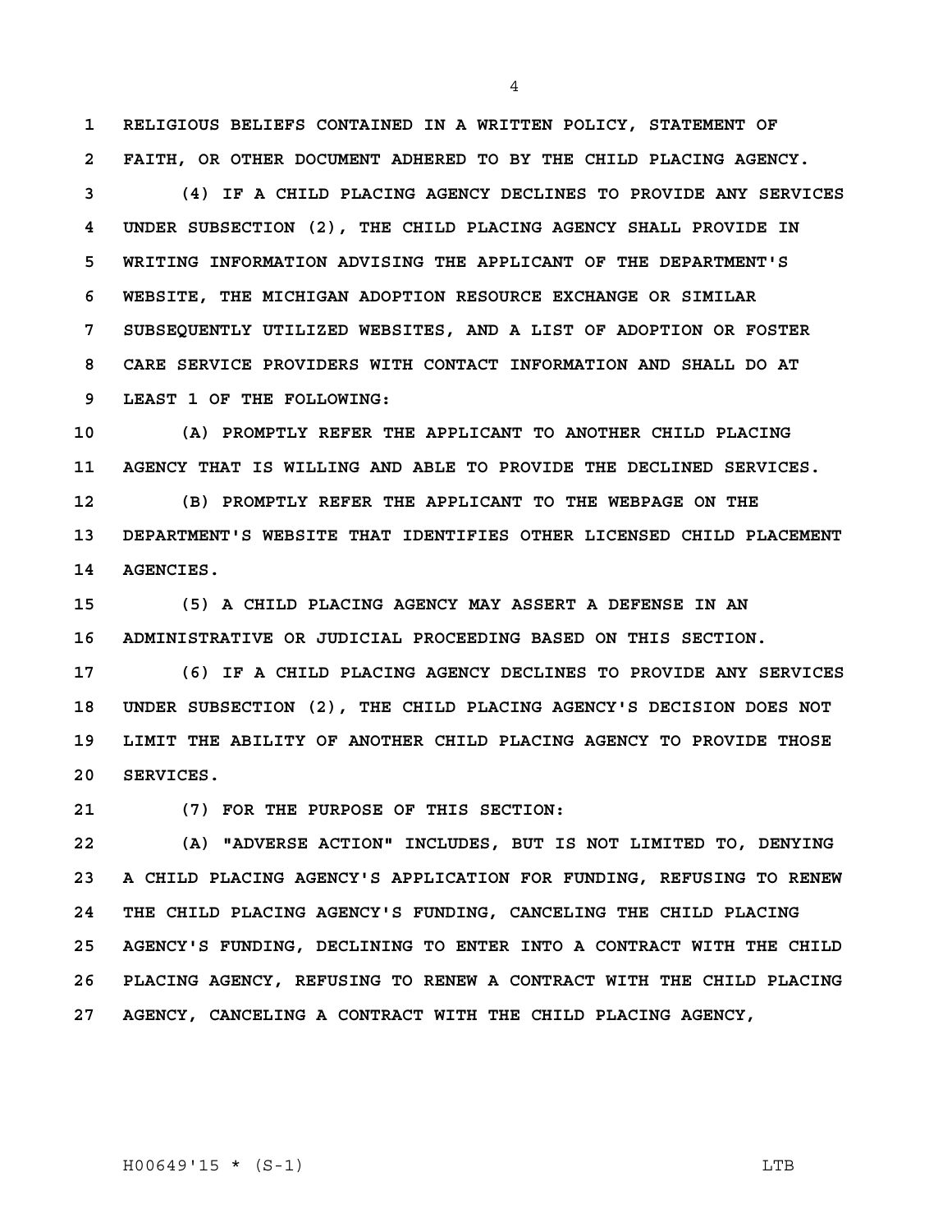**RELIGIOUS BELIEFS CONTAINED IN A WRITTEN POLICY, STATEMENT OF FAITH, OR OTHER DOCUMENT ADHERED TO BY THE CHILD PLACING AGENCY.**

**(4) IF A CHILD PLACING AGENCY DECLINES TO PROVIDE ANY SERVICES UNDER SUBSECTION (2), THE CHILD PLACING AGENCY SHALL PROVIDE IN WRITING INFORMATION ADVISING THE APPLICANT OF THE DEPARTMENT'S WEBSITE, THE MICHIGAN ADOPTION RESOURCE EXCHANGE OR SIMILAR SUBSEQUENTLY UTILIZED WEBSITES, AND A LIST OF ADOPTION OR FOSTER CARE SERVICE PROVIDERS WITH CONTACT INFORMATION AND SHALL DO AT LEAST 1 OF THE FOLLOWING:**

**(A) PROMPTLY REFER THE APPLICANT TO ANOTHER CHILD PLACING AGENCY THAT IS WILLING AND ABLE TO PROVIDE THE DECLINED SERVICES.**

**(B) PROMPTLY REFER THE APPLICANT TO THE WEBPAGE ON THE DEPARTMENT'S WEBSITE THAT IDENTIFIES OTHER LICENSED CHILD PLACEMENT AGENCIES.**

**(5) A CHILD PLACING AGENCY MAY ASSERT A DEFENSE IN AN ADMINISTRATIVE OR JUDICIAL PROCEEDING BASED ON THIS SECTION.**

**(6) IF A CHILD PLACING AGENCY DECLINES TO PROVIDE ANY SERVICES UNDER SUBSECTION (2), THE CHILD PLACING AGENCY'S DECISION DOES NOT LIMIT THE ABILITY OF ANOTHER CHILD PLACING AGENCY TO PROVIDE THOSE SERVICES.**

**(7) FOR THE PURPOSE OF THIS SECTION:**

**(A) "ADVERSE ACTION" INCLUDES, BUT IS NOT LIMITED TO, DENYING A CHILD PLACING AGENCY'S APPLICATION FOR FUNDING, REFUSING TO RENEW THE CHILD PLACING AGENCY'S FUNDING, CANCELING THE CHILD PLACING AGENCY'S FUNDING, DECLINING TO ENTER INTO A CONTRACT WITH THE CHILD PLACING AGENCY, REFUSING TO RENEW A CONTRACT WITH THE CHILD PLACING AGENCY, CANCELING A CONTRACT WITH THE CHILD PLACING AGENCY,**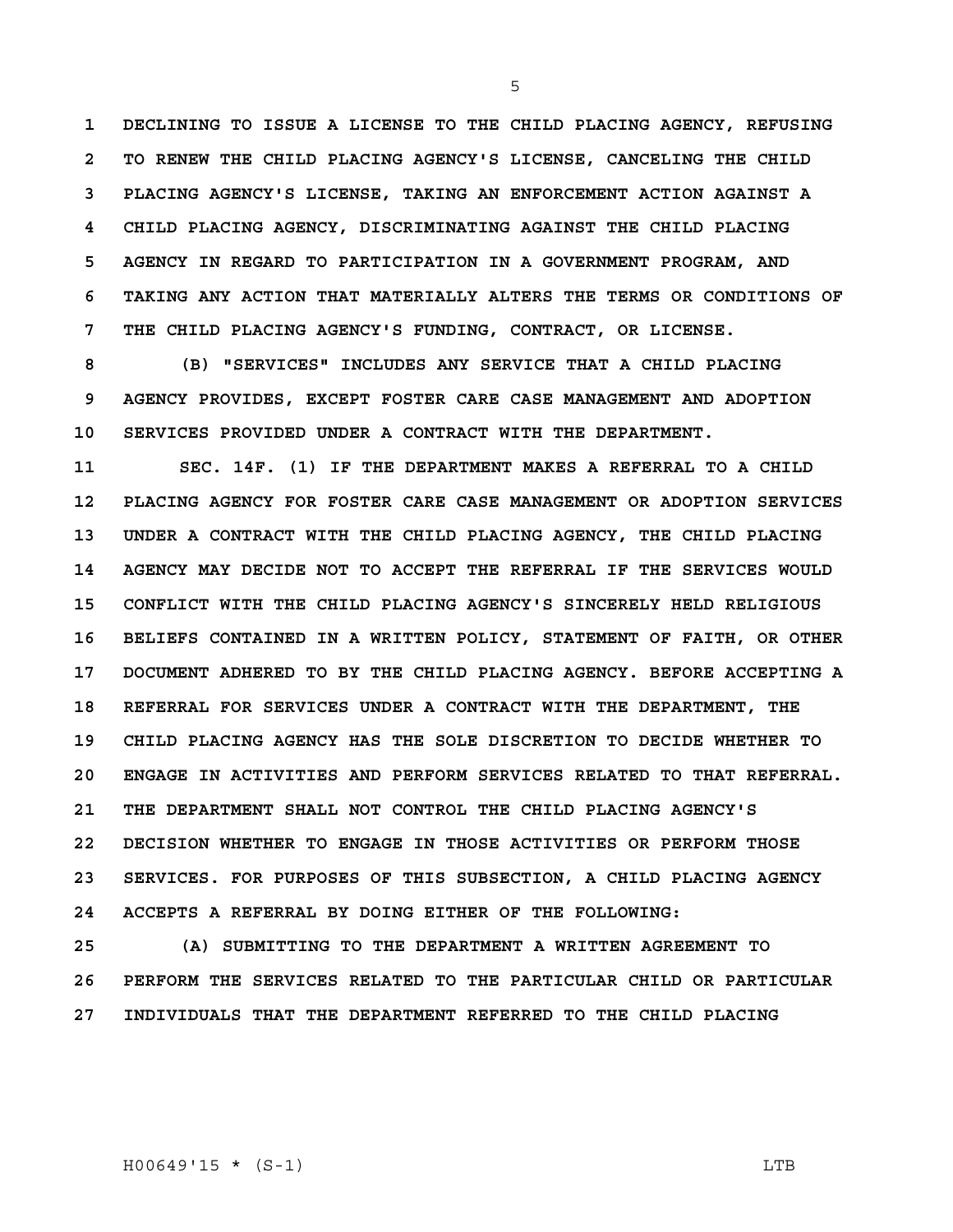DECLINING TO ISSUE A LICENSE TO THE CHILD PLACING AGENCY, REFUSING TO RENEW THE CHILD PLACING AGENCY'S LICENSE, CANCELING THE CHILD PLACING AGENCY'S LICENSE, TAKING AN ENFORCEMENT ACTION AGAINST A CHILD PLACING AGENCY, DISCRIMINATING AGAINST THE CHILD PLACING AGENCY IN REGARD TO PARTICIPATION IN A GOVERNMENT PROGRAM, AND TAKING ANY ACTION THAT MATERIALLY ALTERS THE TERMS OR CONDITIONS OF THE CHILD PLACING AGENCY'S FUNDING, CONTRACT, OR LICENSE.

(B) "SERVICES" INCLUDES ANY SERVICE THAT A CHILD PLACING AGENCY PROVIDES, EXCEPT FOSTER CARE CASE MANAGEMENT AND ADOPTION SERVICES PROVIDED UNDER A CONTRACT WITH THE DEPARTMENT.

SEC. 14F. (1) IF THE DEPARTMENT MAKES A REFERRAL TO A CHILD PLACING AGENCY FOR FOSTER CARE CASE MANAGEMENT OR ADOPTION SERVICES UNDER A CONTRACT WITH THE CHILD PLACING AGENCY, THE CHILD PLACING AGENCY MAY DECIDE NOT TO ACCEPT THE REFERRAL IF THE SERVICES WOULD CONFLICT WITH THE CHILD PLACING AGENCY'S SINCERELY HELD RELIGIOUS BELIEFS CONTAINED IN A WRITTEN POLICY, STATEMENT OF FAITH, OR OTHER DOCUMENT ADHERED TO BY THE CHILD PLACING AGENCY. BEFORE ACCEPTING A REFERRAL FOR SERVICES UNDER A CONTRACT WITH THE DEPARTMENT, THE CHILD PLACING AGENCY HAS THE SOLE DISCRETION TO DECIDE WHETHER TO ENGAGE IN ACTIVITIES AND PERFORM SERVICES RELATED TO THAT REFERRAL. THE DEPARTMENT SHALL NOT CONTROL THE CHILD PLACING AGENCY'S DECISION WHETHER TO ENGAGE IN THOSE ACTIVITIES OR PERFORM THOSE SERVICES. FOR PURPOSES OF THIS SUBSECTION, A CHILD PLACING AGENCY ACCEPTS A REFERRAL BY DOING EITHER OF THE FOLLOWING:

(A) SUBMITTING TO THE DEPARTMENT A WRITTEN AGREEMENT TO PERFORM THE SERVICES RELATED TO THE PARTICULAR CHILD OR PARTICULAR INDIVIDUALS THAT THE DEPARTMENT REFERRED TO THE CHILD PLACING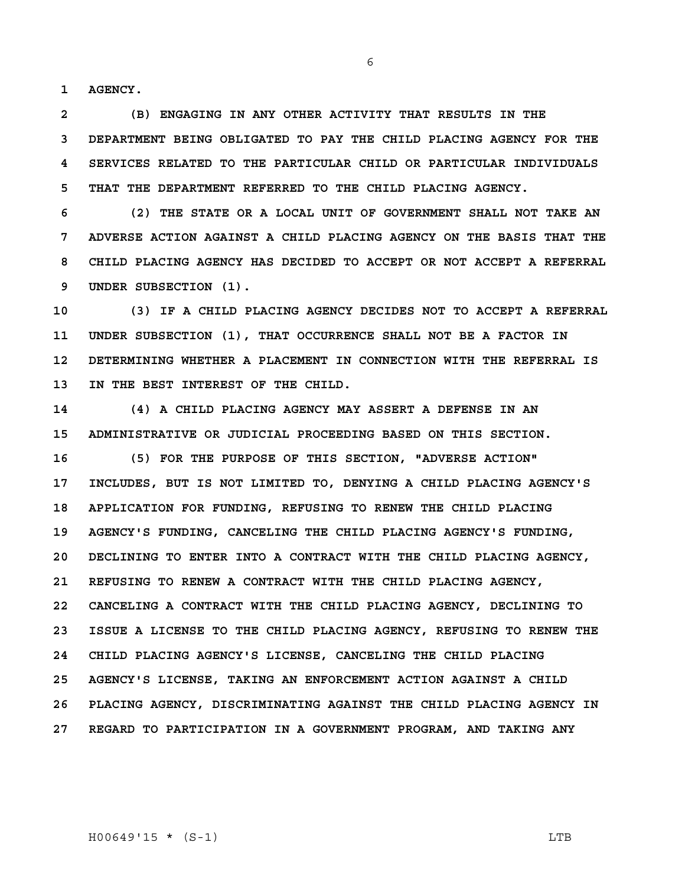AGENCY.

(B) ENGAGING IN ANY OTHER ACTIVITY THAT RESULTS IN THE DEPARTMENT BEING OBLIGATED TO PAY THE CHILD PLACING AGENCY FOR THE SERVICES RELATED TO THE PARTICULAR CHILD OR PARTICULAR INDIVIDUALS THAT THE DEPARTMENT REFERRED TO THE CHILD PLACING AGENCY.

(2) THE STATE OR A LOCAL UNIT OF GOVERNMENT SHALL NOT TAKE AN ADVERSE ACTION AGAINST A CHILD PLACING AGENCY ON THE BASIS THAT THE CHILD PLACING AGENCY HAS DECIDED TO ACCEPT OR NOT ACCEPT A REFERRAL UNDER SUBSECTION (1).

(3) IF A CHILD PLACING AGENCY DECIDES NOT TO ACCEPT A REFERRAL UNDER SUBSECTION (1), THAT OCCURRENCE SHALL NOT BE A FACTOR IN DETERMINING WHETHER A PLACEMENT IN CONNECTION WITH THE REFERRAL IS IN THE BEST INTEREST OF THE CHILD.

(4) A CHILD PLACING AGENCY MAY ASSERT A DEFENSE IN AN ADMINISTRATIVE OR JUDICIAL PROCEEDING BASED ON THIS SECTION.

(5) FOR THE PURPOSE OF THIS SECTION, "ADVERSE ACTION" INCLUDES, BUT IS NOT LIMITED TO, DENYING A CHILD PLACING AGENCY'S APPLICATION FOR FUNDING, REFUSING TO RENEW THE CHILD PLACING AGENCY'S FUNDING, CANCELING THE CHILD PLACING AGENCY'S FUNDING, DECLINING TO ENTER INTO A CONTRACT WITH THE CHILD PLACING AGENCY, REFUSING TO RENEW A CONTRACT WITH THE CHILD PLACING AGENCY, CANCELING A CONTRACT WITH THE CHILD PLACING AGENCY, DECLINING TO ISSUE A LICENSE TO THE CHILD PLACING AGENCY, REFUSING TO RENEW THE CHILD PLACING AGENCY'S LICENSE, CANCELING THE CHILD PLACING AGENCY'S LICENSE, TAKING AN ENFORCEMENT ACTION AGAINST A CHILD PLACING AGENCY, DISCRIMINATING AGAINST THE CHILD PLACING AGENCY IN REGARD TO PARTICIPATION IN A GOVERNMENT PROGRAM, AND TAKING ANY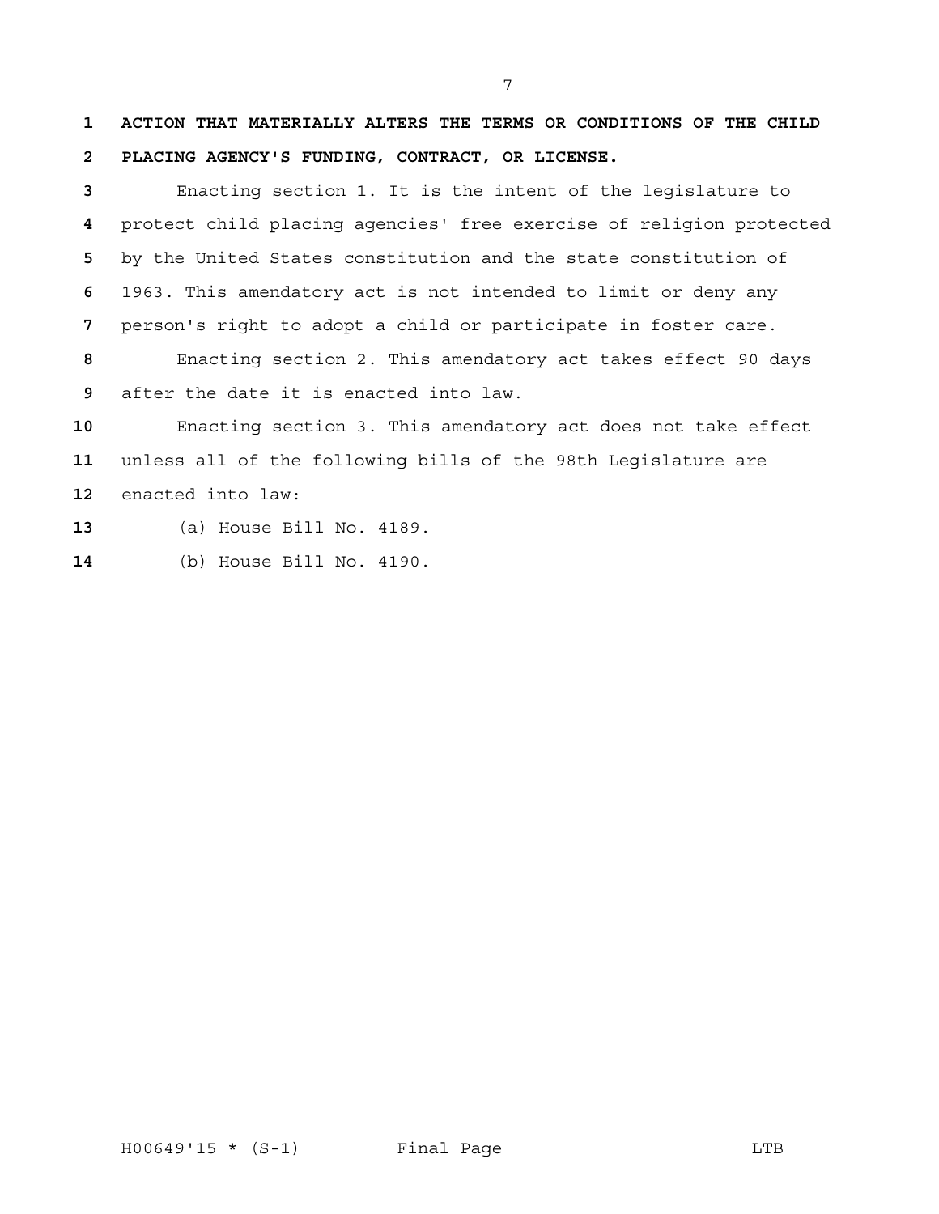**ACTION THAT MATERIALLY ALTERS THE TERMS OR CONDITIONS OF THE CHILD PLACING AGENCY'S FUNDING, CONTRACT, OR LICENSE.**

Enacting section 1. It is the intent of the legislature to protect child placing agencies' free exercise of religion protected by the United States constitution and the state constitution of 1963. This amendatory act is not intended to limit or deny any person's right to adopt a child or participate in foster care.

Enacting section 2. This amendatory act takes effect 90 days after the date it is enacted into law.

Enacting section 3. This amendatory act does not take effect unless all of the following bills of the 98th Legislature are enacted into law:

(a) House Bill No. 4189.

(b) House Bill No. 4190.

H00649'15 * (S-1) Final Page LTB